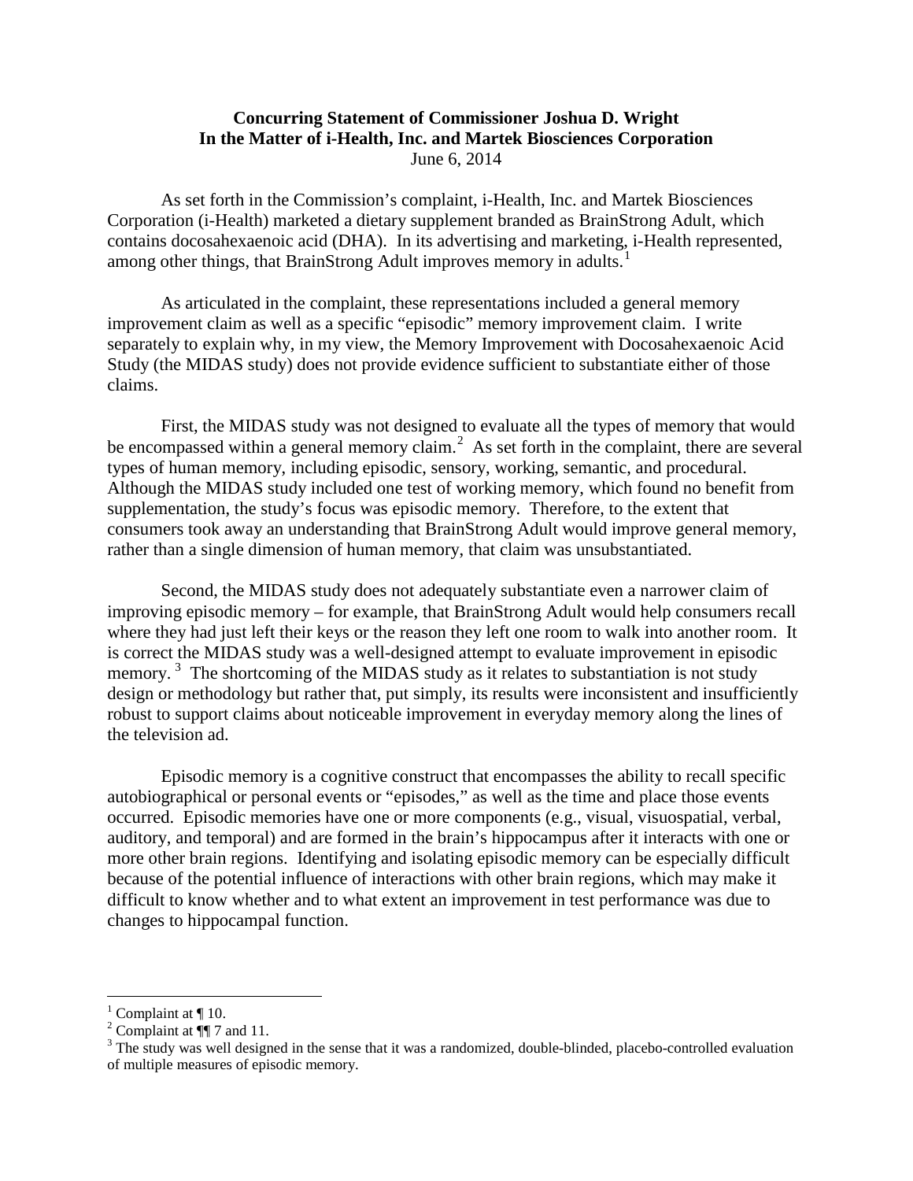**Concurring Statement of Commissioner Joshua D. Wright**
**In the Matter of i-Health, Inc. and Martek Biosciences Corporation**
June 6, 2014

As set forth in the Commission's complaint, i-Health, Inc. and Martek Biosciences Corporation (i-Health) marketed a dietary supplement branded as BrainStrong Adult, which contains docosahexaenoic acid (DHA). In its advertising and marketing, i-Health represented, among other things, that BrainStrong Adult improves memory in adults.[1]

As articulated in the complaint, these representations included a general memory improvement claim as well as a specific "episodic" memory improvement claim. I write separately to explain why, in my view, the Memory Improvement with Docosahexaenoic Acid Study (the MIDAS study) does not provide evidence sufficient to substantiate either of those claims.

First, the MIDAS study was not designed to evaluate all the types of memory that would be encompassed within a general memory claim.[2] As set forth in the complaint, there are several types of human memory, including episodic, sensory, working, semantic, and procedural. Although the MIDAS study included one test of working memory, which found no benefit from supplementation, the study's focus was episodic memory. Therefore, to the extent that consumers took away an understanding that BrainStrong Adult would improve general memory, rather than a single dimension of human memory, that claim was unsubstantiated.

Second, the MIDAS study does not adequately substantiate even a narrower claim of improving episodic memory – for example, that BrainStrong Adult would help consumers recall where they had just left their keys or the reason they left one room to walk into another room. It is correct the MIDAS study was a well-designed attempt to evaluate improvement in episodic memory.[3] The shortcoming of the MIDAS study as it relates to substantiation is not study design or methodology but rather that, put simply, its results were inconsistent and insufficiently robust to support claims about noticeable improvement in everyday memory along the lines of the television ad.

Episodic memory is a cognitive construct that encompasses the ability to recall specific autobiographical or personal events or "episodes," as well as the time and place those events occurred. Episodic memories have one or more components (e.g., visual, visuospatial, verbal, auditory, and temporal) and are formed in the brain's hippocampus after it interacts with one or more other brain regions. Identifying and isolating episodic memory can be especially difficult because of the potential influence of interactions with other brain regions, which may make it difficult to know whether and to what extent an improvement in test performance was due to changes to hippocampal function.

---

[1] Complaint at ¶ 10.
[2] Complaint at ¶¶ 7 and 11.
[3] The study was well designed in the sense that it was a randomized, double-blinded, placebo-controlled evaluation of multiple measures of episodic memory.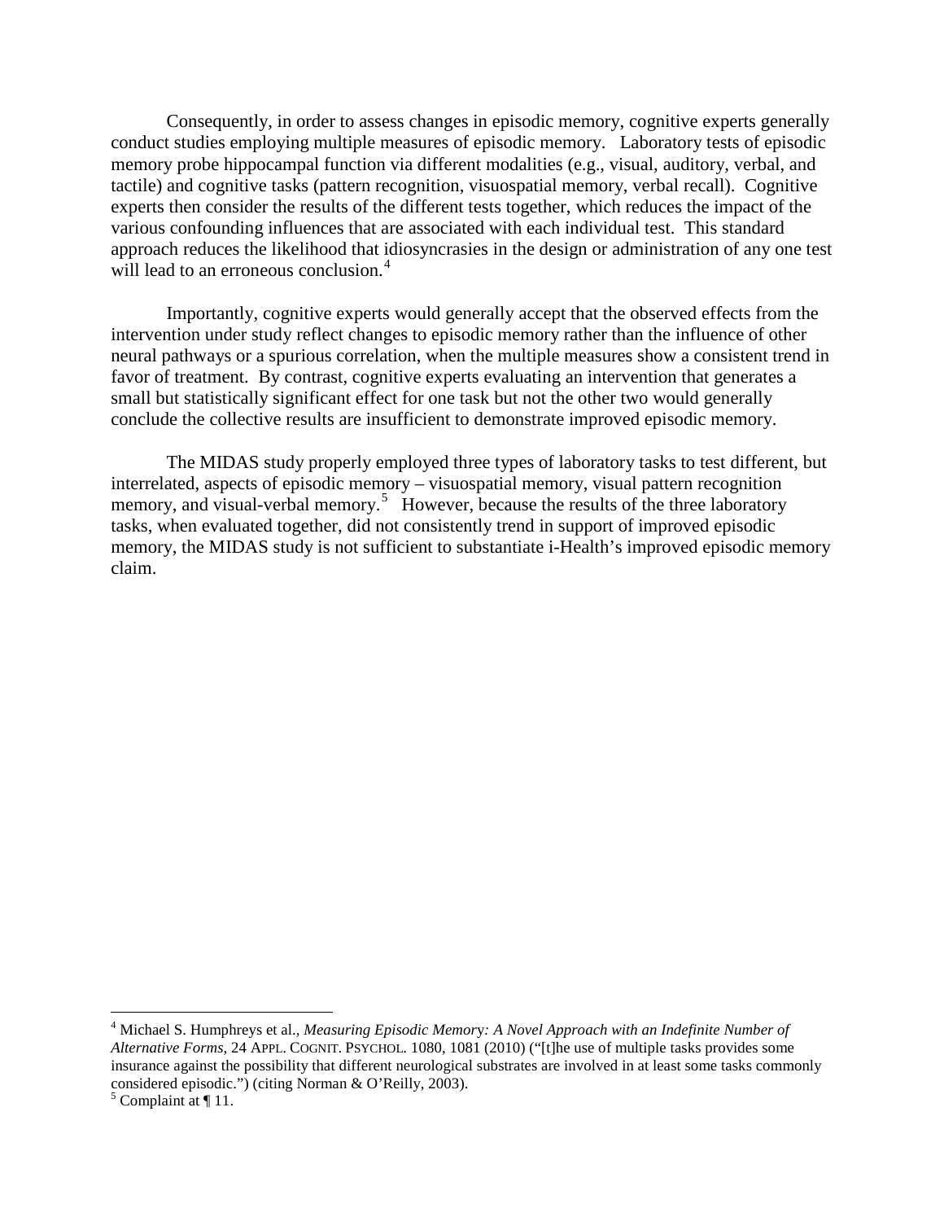Consequently, in order to assess changes in episodic memory, cognitive experts generally conduct studies employing multiple measures of episodic memory. Laboratory tests of episodic memory probe hippocampal function via different modalities (e.g., visual, auditory, verbal, and tactile) and cognitive tasks (pattern recognition, visuospatial memory, verbal recall). Cognitive experts then consider the results of the different tests together, which reduces the impact of the various confounding influences that are associated with each individual test. This standard approach reduces the likelihood that idiosyncrasies in the design or administration of any one test will lead to an erroneous conclusion.[4]

Importantly, cognitive experts would generally accept that the observed effects from the intervention under study reflect changes to episodic memory rather than the influence of other neural pathways or a spurious correlation, when the multiple measures show a consistent trend in favor of treatment. By contrast, cognitive experts evaluating an intervention that generates a small but statistically significant effect for one task but not the other two would generally conclude the collective results are insufficient to demonstrate improved episodic memory.

The MIDAS study properly employed three types of laboratory tasks to test different, but interrelated, aspects of episodic memory – visuospatial memory, visual pattern recognition memory, and visual-verbal memory.[5] However, because the results of the three laboratory tasks, when evaluated together, did not consistently trend in support of improved episodic memory, the MIDAS study is not sufficient to substantiate i-Health's improved episodic memory claim.

---

[4] Michael S. Humphreys et al., *Measuring Episodic Memory: A Novel Approach with an Indefinite Number of Alternative Forms*, 24 APPL. COGNIT. PSYCHOL. 1080, 1081 (2010) ("[t]he use of multiple tasks provides some insurance against the possibility that different neurological substrates are involved in at least some tasks commonly considered episodic.") (citing Norman & O'Reilly, 2003).

[5] Complaint at ¶ 11.